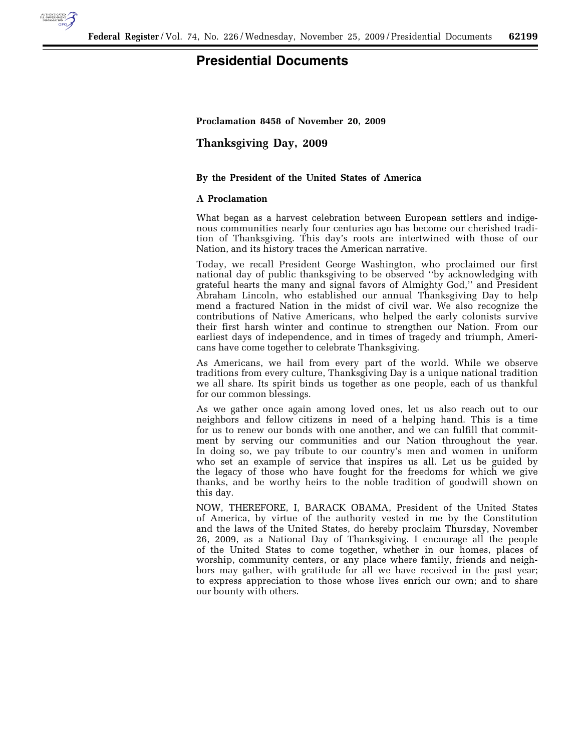# Presidential Documents

**Proclamation 8458 of November 20, 2009**

## Thanksgiving Day, 2009

**By the President of the United States of America**

**A Proclamation**

What began as a harvest celebration between European settlers and indigenous communities nearly four centuries ago has become our cherished tradition of Thanksgiving. This day's roots are intertwined with those of our Nation, and its history traces the American narrative.

Today, we recall President George Washington, who proclaimed our first national day of public thanksgiving to be observed ''by acknowledging with grateful hearts the many and signal favors of Almighty God,'' and President Abraham Lincoln, who established our annual Thanksgiving Day to help mend a fractured Nation in the midst of civil war. We also recognize the contributions of Native Americans, who helped the early colonists survive their first harsh winter and continue to strengthen our Nation. From our earliest days of independence, and in times of tragedy and triumph, Americans have come together to celebrate Thanksgiving.

As Americans, we hail from every part of the world. While we observe traditions from every culture, Thanksgiving Day is a unique national tradition we all share. Its spirit binds us together as one people, each of us thankful for our common blessings.

As we gather once again among loved ones, let us also reach out to our neighbors and fellow citizens in need of a helping hand. This is a time for us to renew our bonds with one another, and we can fulfill that commitment by serving our communities and our Nation throughout the year. In doing so, we pay tribute to our country's men and women in uniform who set an example of service that inspires us all. Let us be guided by the legacy of those who have fought for the freedoms for which we give thanks, and be worthy heirs to the noble tradition of goodwill shown on this day.

NOW, THEREFORE, I, BARACK OBAMA, President of the United States of America, by virtue of the authority vested in me by the Constitution and the laws of the United States, do hereby proclaim Thursday, November 26, 2009, as a National Day of Thanksgiving. I encourage all the people of the United States to come together, whether in our homes, places of worship, community centers, or any place where family, friends and neighbors may gather, with gratitude for all we have received in the past year; to express appreciation to those whose lives enrich our own; and to share our bounty with others.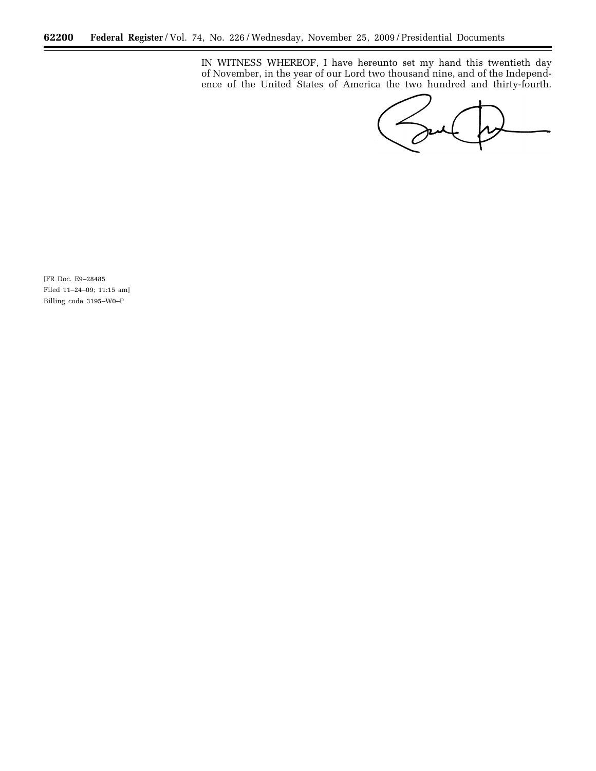IN WITNESS WHEREOF, I have hereunto set my hand this twentieth day of November, in the year of our Lord two thousand nine, and of the Independence of the United States of America the two hundred and thirty-fourth.

[FR Doc. E9–28485
Filed 11–24–09; 11:15 am]
Billing code 3195–W0–P